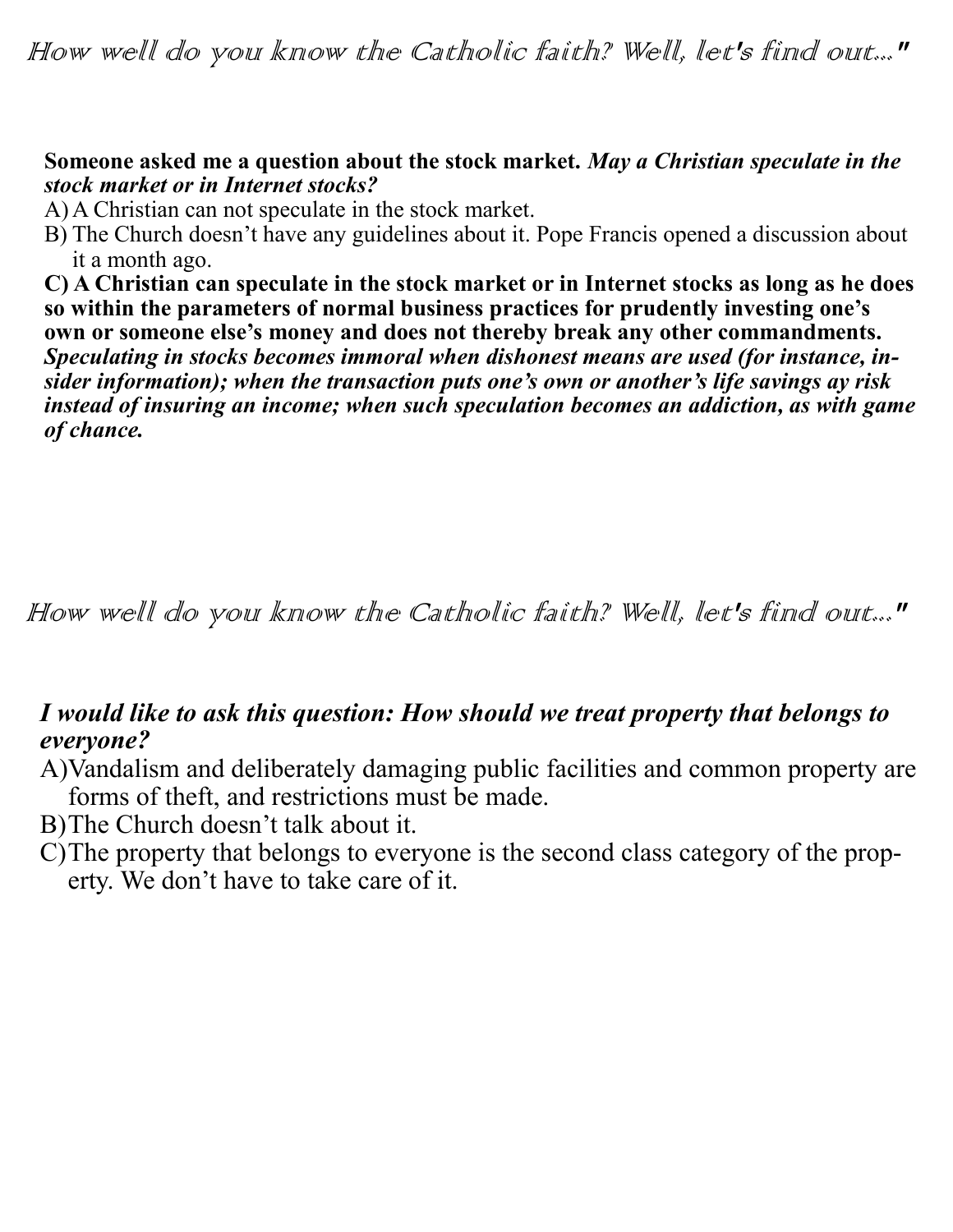*How well do you know the Catholic faith? Well, let's find out..."*

**Someone asked me a question about the stock market.** ***May a Christian speculate in the stock market or in Internet stocks?***

A) A Christian can not speculate in the stock market.

B) The Church doesn't have any guidelines about it. Pope Francis opened a discussion about it a month ago.

**C) A Christian can speculate in the stock market or in Internet stocks as long as he does so within the parameters of normal business practices for prudently investing one's own or someone else's money and does not thereby break any other commandments.** ***Speculating in stocks becomes immoral when dishonest means are used (for instance, insider information); when the transaction puts one's own or another's life savings ay risk instead of insuring an income; when such speculation becomes an addiction, as with game of chance.***

*How well do you know the Catholic faith? Well, let's find out..."*

***I would like to ask this question: How should we treat property that belongs to everyone?***

A) Vandalism and deliberately damaging public facilities and common property are forms of theft, and restrictions must be made.

B) The Church doesn't talk about it.

C) The property that belongs to everyone is the second class category of the property. We don't have to take care of it.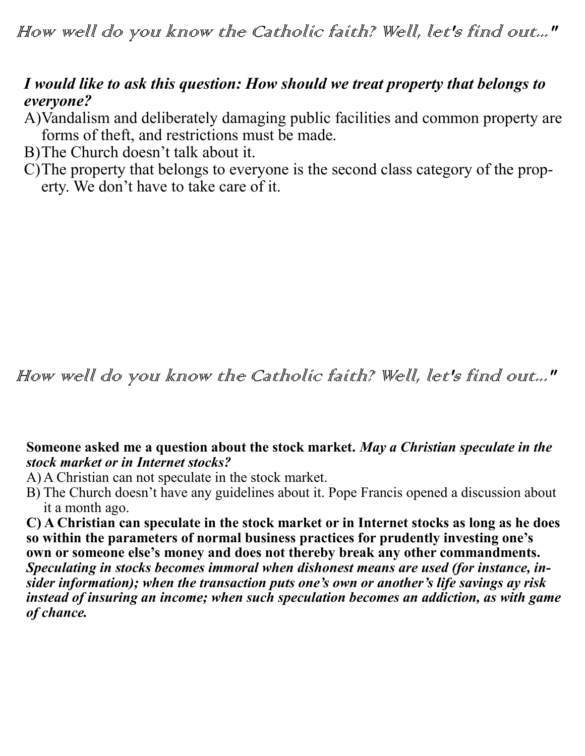How well do you know the Catholic faith? Well, let's find out..."

***I would like to ask this question: How should we treat property that belongs to everyone?***

A) Vandalism and deliberately damaging public facilities and common property are forms of theft, and restrictions must be made.

B) The Church doesn't talk about it.

C) The property that belongs to everyone is the second class category of the property. We don't have to take care of it.

How well do you know the Catholic faith? Well, let's find out..."

**Someone asked me a question about the stock market.** ***May a Christian speculate in the stock market or in Internet stocks?***

A) A Christian can not speculate in the stock market.

B) The Church doesn't have any guidelines about it. Pope Francis opened a discussion about it a month ago.

**C) A Christian can speculate in the stock market or in Internet stocks as long as he does so within the parameters of normal business practices for prudently investing one's own or someone else's money and does not thereby break any other commandments.** ***Speculating in stocks becomes immoral when dishonest means are used (for instance, insider information); when the transaction puts one's own or another's life savings ay risk instead of insuring an income; when such speculation becomes an addiction, as with game of chance.***